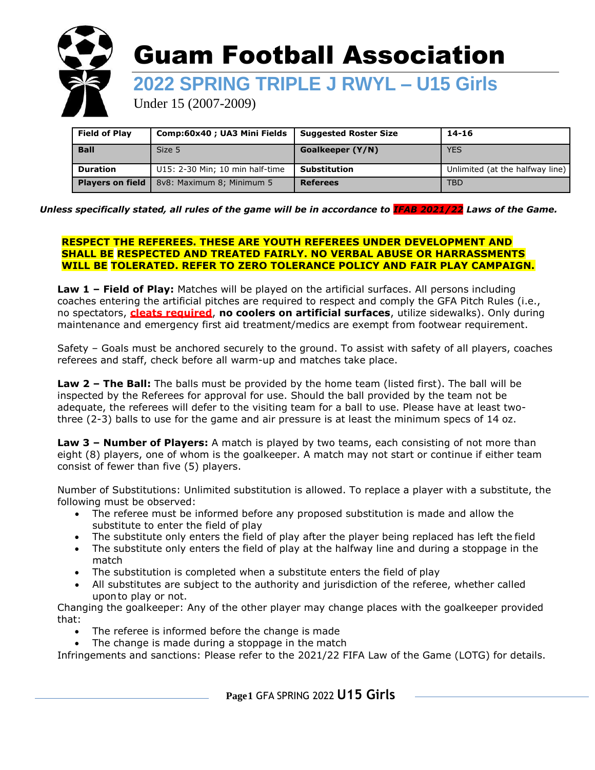# Guam Football Association

## 2022 SPRING TRIPLE J RWYL – U15 Girls

Under 15 (2007-2009)

| | | | |
|---|---|---|---|
| **Field of Play** | **Comp:60x40 ; UA3 Mini Fields** | **Suggested Roster Size** | **14-16** |
| **Ball** | Size 5 | **Goalkeeper (Y/N)** | YES |
| **Duration** | U15: 2-30 Min; 10 min half-time | **Substitution** | Unlimited (at the halfway line) |
| **Players on field** | 8v8: Maximum 8; Minimum 5 | **Referees** | TBD |

***Unless specifically stated, all rules of the game will be in accordance to IFAB 2021/22 Laws of the Game.***

**RESPECT THE REFEREES. THESE ARE YOUTH REFEREES UNDER DEVELOPMENT AND SHALL BE RESPECTED AND TREATED FAIRLY. NO VERBAL ABUSE OR HARRASSMENTS WILL BE TOLERATED. REFER TO ZERO TOLERANCE POLICY AND FAIR PLAY CAMPAIGN.**

**Law 1 – Field of Play:** Matches will be played on the artificial surfaces. All persons including coaches entering the artificial pitches are required to respect and comply the GFA Pitch Rules (i.e., no spectators, **cleats required**, **no coolers on artificial surfaces**, utilize sidewalks). Only during maintenance and emergency first aid treatment/medics are exempt from footwear requirement.

Safety – Goals must be anchored securely to the ground. To assist with safety of all players, coaches referees and staff, check before all warm-up and matches take place.

**Law 2 – The Ball:** The balls must be provided by the home team (listed first). The ball will be inspected by the Referees for approval for use. Should the ball provided by the team not be adequate, the referees will defer to the visiting team for a ball to use. Please have at least two-three (2-3) balls to use for the game and air pressure is at least the minimum specs of 14 oz.

**Law 3 – Number of Players:** A match is played by two teams, each consisting of not more than eight (8) players, one of whom is the goalkeeper. A match may not start or continue if either team consist of fewer than five (5) players.

Number of Substitutions: Unlimited substitution is allowed. To replace a player with a substitute, the following must be observed:

- The referee must be informed before any proposed substitution is made and allow the substitute to enter the field of play
- The substitute only enters the field of play after the player being replaced has left the field
- The substitute only enters the field of play at the halfway line and during a stoppage in the match
- The substitution is completed when a substitute enters the field of play
- All substitutes are subject to the authority and jurisdiction of the referee, whether called upon to play or not.

Changing the goalkeeper: Any of the other player may change places with the goalkeeper provided that:

- The referee is informed before the change is made
- The change is made during a stoppage in the match

Infringements and sanctions: Please refer to the 2021/22 FIFA Law of the Game (LOTG) for details.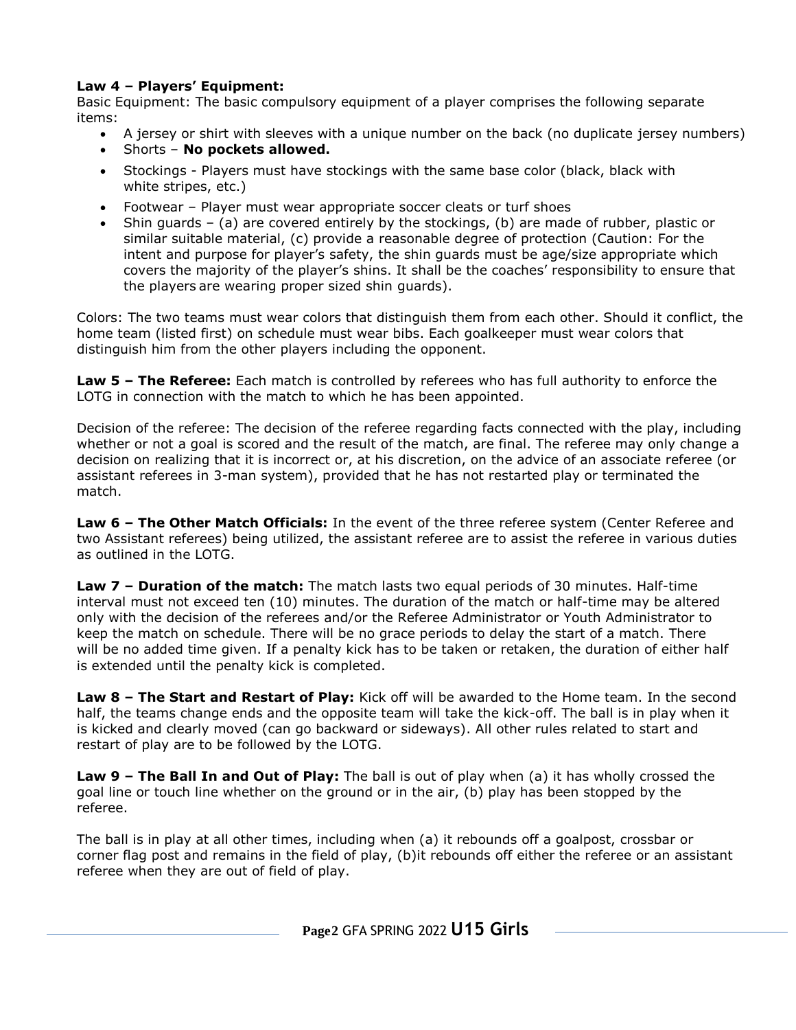**Law 4 – Players' Equipment:**
Basic Equipment: The basic compulsory equipment of a player comprises the following separate items:

- A jersey or shirt with sleeves with a unique number on the back (no duplicate jersey numbers)
- Shorts – **No pockets allowed.**
- Stockings - Players must have stockings with the same base color (black, black with white stripes, etc.)
- Footwear – Player must wear appropriate soccer cleats or turf shoes
- Shin guards – (a) are covered entirely by the stockings, (b) are made of rubber, plastic or similar suitable material, (c) provide a reasonable degree of protection (Caution: For the intent and purpose for player's safety, the shin guards must be age/size appropriate which covers the majority of the player's shins. It shall be the coaches' responsibility to ensure that the players are wearing proper sized shin guards).

Colors: The two teams must wear colors that distinguish them from each other. Should it conflict, the home team (listed first) on schedule must wear bibs. Each goalkeeper must wear colors that distinguish him from the other players including the opponent.

**Law 5 – The Referee:** Each match is controlled by referees who has full authority to enforce the LOTG in connection with the match to which he has been appointed.

Decision of the referee: The decision of the referee regarding facts connected with the play, including whether or not a goal is scored and the result of the match, are final. The referee may only change a decision on realizing that it is incorrect or, at his discretion, on the advice of an associate referee (or assistant referees in 3-man system), provided that he has not restarted play or terminated the match.

**Law 6 – The Other Match Officials:** In the event of the three referee system (Center Referee and two Assistant referees) being utilized, the assistant referee are to assist the referee in various duties as outlined in the LOTG.

**Law 7 – Duration of the match:** The match lasts two equal periods of 30 minutes. Half-time interval must not exceed ten (10) minutes. The duration of the match or half-time may be altered only with the decision of the referees and/or the Referee Administrator or Youth Administrator to keep the match on schedule. There will be no grace periods to delay the start of a match. There will be no added time given. If a penalty kick has to be taken or retaken, the duration of either half is extended until the penalty kick is completed.

**Law 8 – The Start and Restart of Play:** Kick off will be awarded to the Home team. In the second half, the teams change ends and the opposite team will take the kick-off. The ball is in play when it is kicked and clearly moved (can go backward or sideways). All other rules related to start and restart of play are to be followed by the LOTG.

**Law 9 – The Ball In and Out of Play:** The ball is out of play when (a) it has wholly crossed the goal line or touch line whether on the ground or in the air, (b) play has been stopped by the referee.

The ball is in play at all other times, including when (a) it rebounds off a goalpost, crossbar or corner flag post and remains in the field of play, (b)it rebounds off either the referee or an assistant referee when they are out of field of play.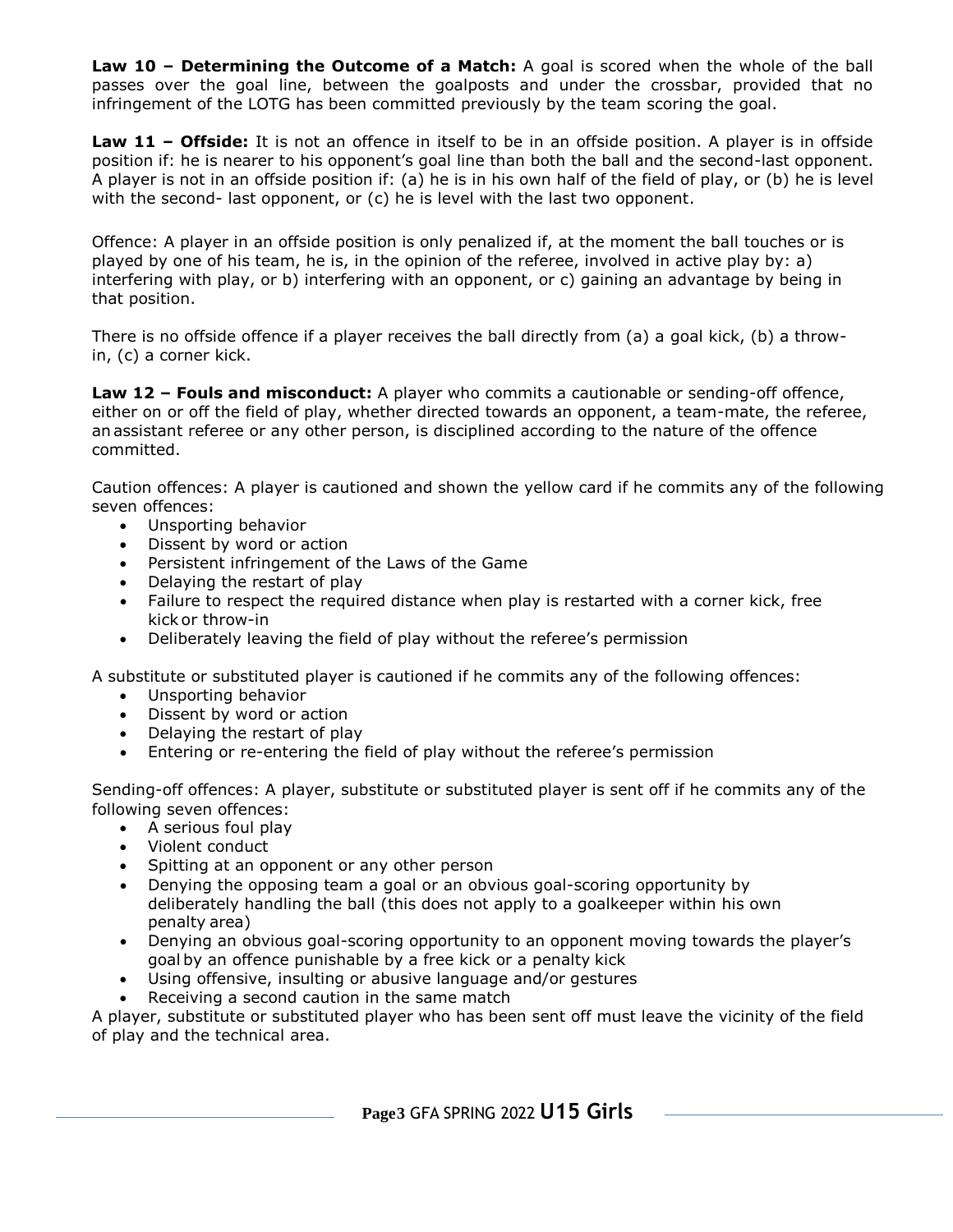**Law 10 – Determining the Outcome of a Match:** A goal is scored when the whole of the ball passes over the goal line, between the goalposts and under the crossbar, provided that no infringement of the LOTG has been committed previously by the team scoring the goal.

**Law 11 – Offside:** It is not an offence in itself to be in an offside position. A player is in offside position if: he is nearer to his opponent's goal line than both the ball and the second-last opponent. A player is not in an offside position if: (a) he is in his own half of the field of play, or (b) he is level with the second- last opponent, or (c) he is level with the last two opponent.

Offence: A player in an offside position is only penalized if, at the moment the ball touches or is played by one of his team, he is, in the opinion of the referee, involved in active play by: a) interfering with play, or b) interfering with an opponent, or c) gaining an advantage by being in that position.

There is no offside offence if a player receives the ball directly from (a) a goal kick, (b) a throw-in, (c) a corner kick.

**Law 12 – Fouls and misconduct:** A player who commits a cautionable or sending-off offence, either on or off the field of play, whether directed towards an opponent, a team-mate, the referee, an assistant referee or any other person, is disciplined according to the nature of the offence committed.

Caution offences: A player is cautioned and shown the yellow card if he commits any of the following seven offences:

- Unsporting behavior
- Dissent by word or action
- Persistent infringement of the Laws of the Game
- Delaying the restart of play
- Failure to respect the required distance when play is restarted with a corner kick, free kick or throw-in
- Deliberately leaving the field of play without the referee's permission

A substitute or substituted player is cautioned if he commits any of the following offences:

- Unsporting behavior
- Dissent by word or action
- Delaying the restart of play
- Entering or re-entering the field of play without the referee's permission

Sending-off offences: A player, substitute or substituted player is sent off if he commits any of the following seven offences:

- A serious foul play
- Violent conduct
- Spitting at an opponent or any other person
- Denying the opposing team a goal or an obvious goal-scoring opportunity by deliberately handling the ball (this does not apply to a goalkeeper within his own penalty area)
- Denying an obvious goal-scoring opportunity to an opponent moving towards the player's goal by an offence punishable by a free kick or a penalty kick
- Using offensive, insulting or abusive language and/or gestures
- Receiving a second caution in the same match

A player, substitute or substituted player who has been sent off must leave the vicinity of the field of play and the technical area.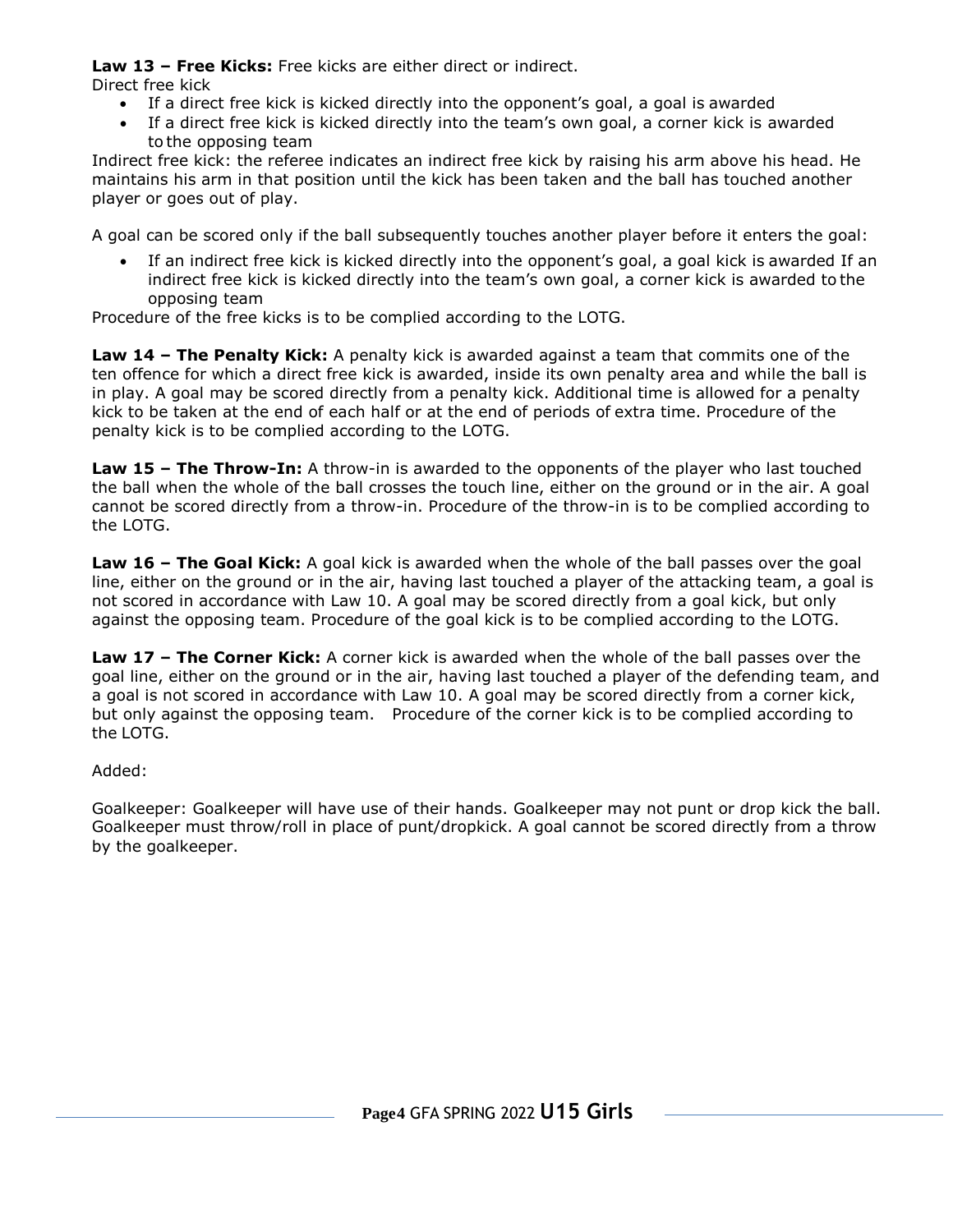**Law 13 – Free Kicks:** Free kicks are either direct or indirect.
Direct free kick

- If a direct free kick is kicked directly into the opponent's goal, a goal is awarded
- If a direct free kick is kicked directly into the team's own goal, a corner kick is awarded to the opposing team

Indirect free kick: the referee indicates an indirect free kick by raising his arm above his head. He maintains his arm in that position until the kick has been taken and the ball has touched another player or goes out of play.

A goal can be scored only if the ball subsequently touches another player before it enters the goal:

- If an indirect free kick is kicked directly into the opponent's goal, a goal kick is awarded If an indirect free kick is kicked directly into the team's own goal, a corner kick is awarded to the opposing team

Procedure of the free kicks is to be complied according to the LOTG.

**Law 14 – The Penalty Kick:** A penalty kick is awarded against a team that commits one of the ten offence for which a direct free kick is awarded, inside its own penalty area and while the ball is in play. A goal may be scored directly from a penalty kick. Additional time is allowed for a penalty kick to be taken at the end of each half or at the end of periods of extra time. Procedure of the penalty kick is to be complied according to the LOTG.

**Law 15 – The Throw-In:** A throw-in is awarded to the opponents of the player who last touched the ball when the whole of the ball crosses the touch line, either on the ground or in the air. A goal cannot be scored directly from a throw-in. Procedure of the throw-in is to be complied according to the LOTG.

**Law 16 – The Goal Kick:** A goal kick is awarded when the whole of the ball passes over the goal line, either on the ground or in the air, having last touched a player of the attacking team, a goal is not scored in accordance with Law 10. A goal may be scored directly from a goal kick, but only against the opposing team. Procedure of the goal kick is to be complied according to the LOTG.

**Law 17 – The Corner Kick:** A corner kick is awarded when the whole of the ball passes over the goal line, either on the ground or in the air, having last touched a player of the defending team, and a goal is not scored in accordance with Law 10. A goal may be scored directly from a corner kick, but only against the opposing team. Procedure of the corner kick is to be complied according to the LOTG.

Added:

Goalkeeper: Goalkeeper will have use of their hands. Goalkeeper may not punt or drop kick the ball. Goalkeeper must throw/roll in place of punt/dropkick. A goal cannot be scored directly from a throw by the goalkeeper.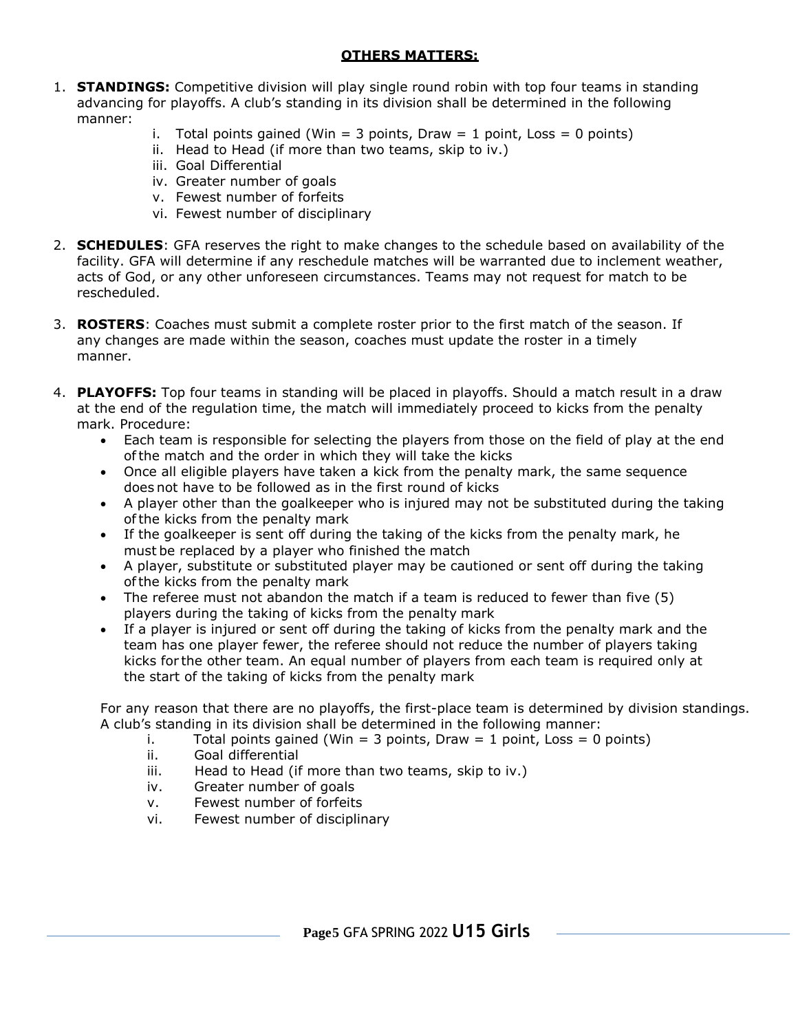## OTHERS MATTERS:

1. **STANDINGS:** Competitive division will play single round robin with top four teams in standing advancing for playoffs. A club's standing in its division shall be determined in the following manner:
    1. Total points gained (Win = 3 points, Draw = 1 point, Loss = 0 points)
    2. Head to Head (if more than two teams, skip to iv.)
    3. Goal Differential
    4. Greater number of goals
    5. Fewest number of forfeits
    6. Fewest number of disciplinary

2. **SCHEDULES**: GFA reserves the right to make changes to the schedule based on availability of the facility. GFA will determine if any reschedule matches will be warranted due to inclement weather, acts of God, or any other unforeseen circumstances. Teams may not request for match to be rescheduled.

3. **ROSTERS**: Coaches must submit a complete roster prior to the first match of the season. If any changes are made within the season, coaches must update the roster in a timely manner.

4. **PLAYOFFS:** Top four teams in standing will be placed in playoffs. Should a match result in a draw at the end of the regulation time, the match will immediately proceed to kicks from the penalty mark. Procedure:
    - Each team is responsible for selecting the players from those on the field of play at the end of the match and the order in which they will take the kicks
    - Once all eligible players have taken a kick from the penalty mark, the same sequence does not have to be followed as in the first round of kicks
    - A player other than the goalkeeper who is injured may not be substituted during the taking of the kicks from the penalty mark
    - If the goalkeeper is sent off during the taking of the kicks from the penalty mark, he must be replaced by a player who finished the match
    - A player, substitute or substituted player may be cautioned or sent off during the taking of the kicks from the penalty mark
    - The referee must not abandon the match if a team is reduced to fewer than five (5) players during the taking of kicks from the penalty mark
    - If a player is injured or sent off during the taking of kicks from the penalty mark and the team has one player fewer, the referee should not reduce the number of players taking kicks for the other team. An equal number of players from each team is required only at the start of the taking of kicks from the penalty mark

    For any reason that there are no playoffs, the first-place team is determined by division standings. A club's standing in its division shall be determined in the following manner:

    1. Total points gained (Win = 3 points, Draw = 1 point, Loss = 0 points)
    2. Goal differential
    3. Head to Head (if more than two teams, skip to iv.)
    4. Greater number of goals
    5. Fewest number of forfeits
    6. Fewest number of disciplinary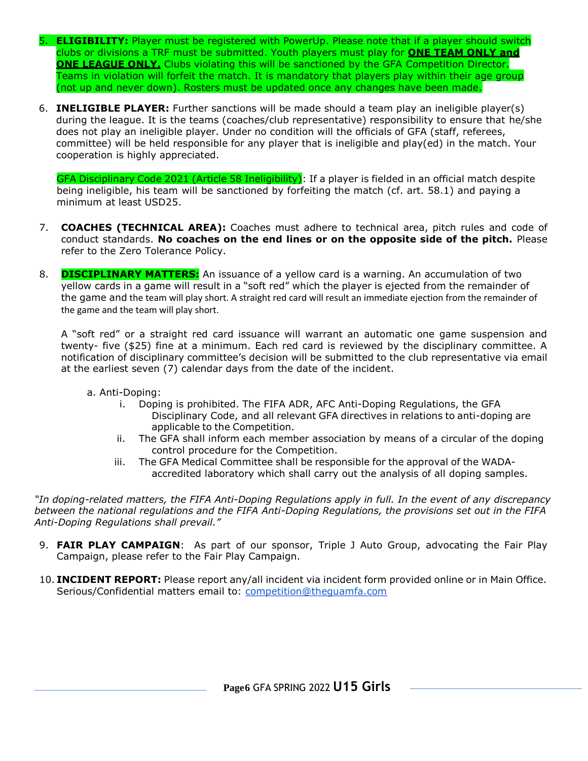5. **ELIGIBILITY:** Player must be registered with PowerUp. Please note that if a player should switch clubs or divisions a TRF must be submitted. Youth players must play for **ONE TEAM ONLY and ONE LEAGUE ONLY.** Clubs violating this will be sanctioned by the GFA Competition Director. Teams in violation will forfeit the match. It is mandatory that players play within their age group (not up and never down). Rosters must be updated once any changes have been made.

6. **INELIGIBLE PLAYER:** Further sanctions will be made should a team play an ineligible player(s) during the league. It is the teams (coaches/club representative) responsibility to ensure that he/she does not play an ineligible player. Under no condition will the officials of GFA (staff, referees, committee) will be held responsible for any player that is ineligible and play(ed) in the match. Your cooperation is highly appreciated.

   GFA Disciplinary Code 2021 (Article 58 Ineligibility): If a player is fielded in an official match despite being ineligible, his team will be sanctioned by forfeiting the match (cf. art. 58.1) and paying a minimum at least USD25.

7. **COACHES (TECHNICAL AREA):** Coaches must adhere to technical area, pitch rules and code of conduct standards. **No coaches on the end lines or on the opposite side of the pitch.** Please refer to the Zero Tolerance Policy.

8. **DISCIPLINARY MATTERS:** An issuance of a yellow card is a warning. An accumulation of two yellow cards in a game will result in a "soft red" which the player is ejected from the remainder of the game and the team will play short. A straight red card will result an immediate ejection from the remainder of the game and the team will play short.

   A "soft red" or a straight red card issuance will warrant an automatic one game suspension and twenty- five ($25) fine at a minimum. Each red card is reviewed by the disciplinary committee. A notification of disciplinary committee's decision will be submitted to the club representative via email at the earliest seven (7) calendar days from the date of the incident.

   a. Anti-Doping:
      i. Doping is prohibited. The FIFA ADR, AFC Anti-Doping Regulations, the GFA Disciplinary Code, and all relevant GFA directives in relations to anti-doping are applicable to the Competition.
      ii. The GFA shall inform each member association by means of a circular of the doping control procedure for the Competition.
      iii. The GFA Medical Committee shall be responsible for the approval of the WADA-accredited laboratory which shall carry out the analysis of all doping samples.

*"In doping-related matters, the FIFA Anti-Doping Regulations apply in full. In the event of any discrepancy between the national regulations and the FIFA Anti-Doping Regulations, the provisions set out in the FIFA Anti-Doping Regulations shall prevail."*

9. **FAIR PLAY CAMPAIGN**: As part of our sponsor, Triple J Auto Group, advocating the Fair Play Campaign, please refer to the Fair Play Campaign.

10. **INCIDENT REPORT:** Please report any/all incident via incident form provided online or in Main Office. Serious/Confidential matters email to: competition@theguamfa.com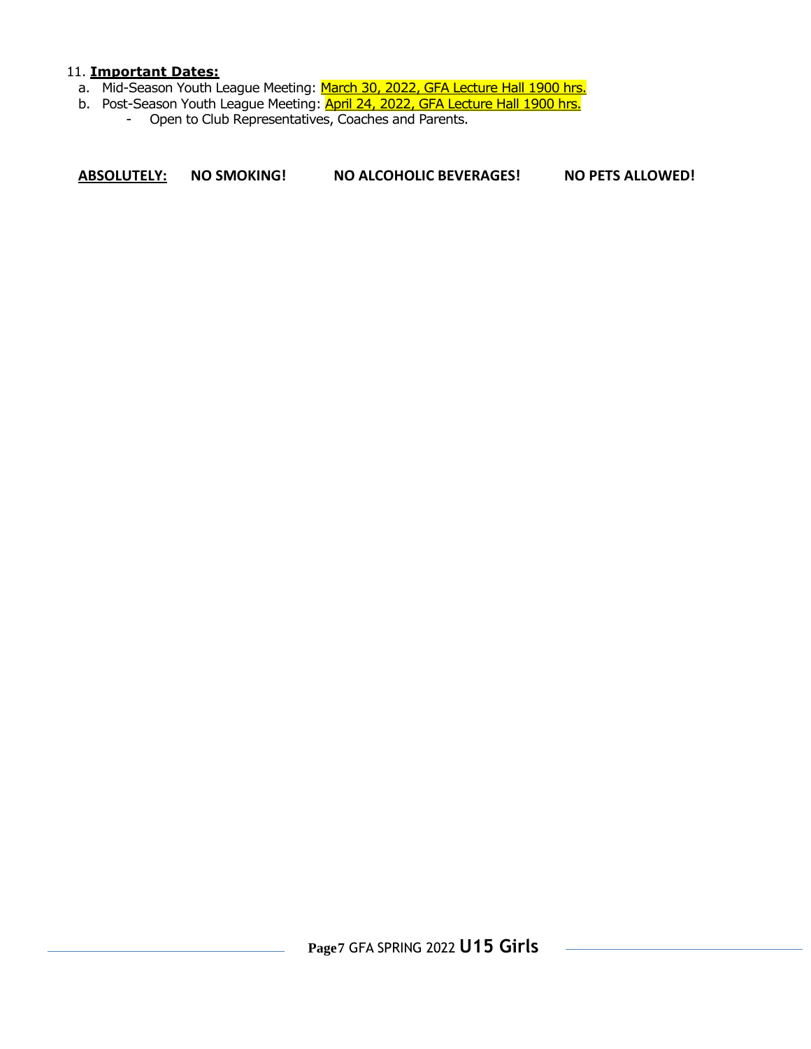11. **Important Dates:**

   a. Mid-Season Youth League Meeting: March 30, 2022, GFA Lecture Hall 1900 hrs.

   b. Post-Season Youth League Meeting: April 24, 2022, GFA Lecture Hall 1900 hrs.

      - Open to Club Representatives, Coaches and Parents.

**ABSOLUTELY:** **NO SMOKING!** **NO ALCOHOLIC BEVERAGES!** **NO PETS ALLOWED!**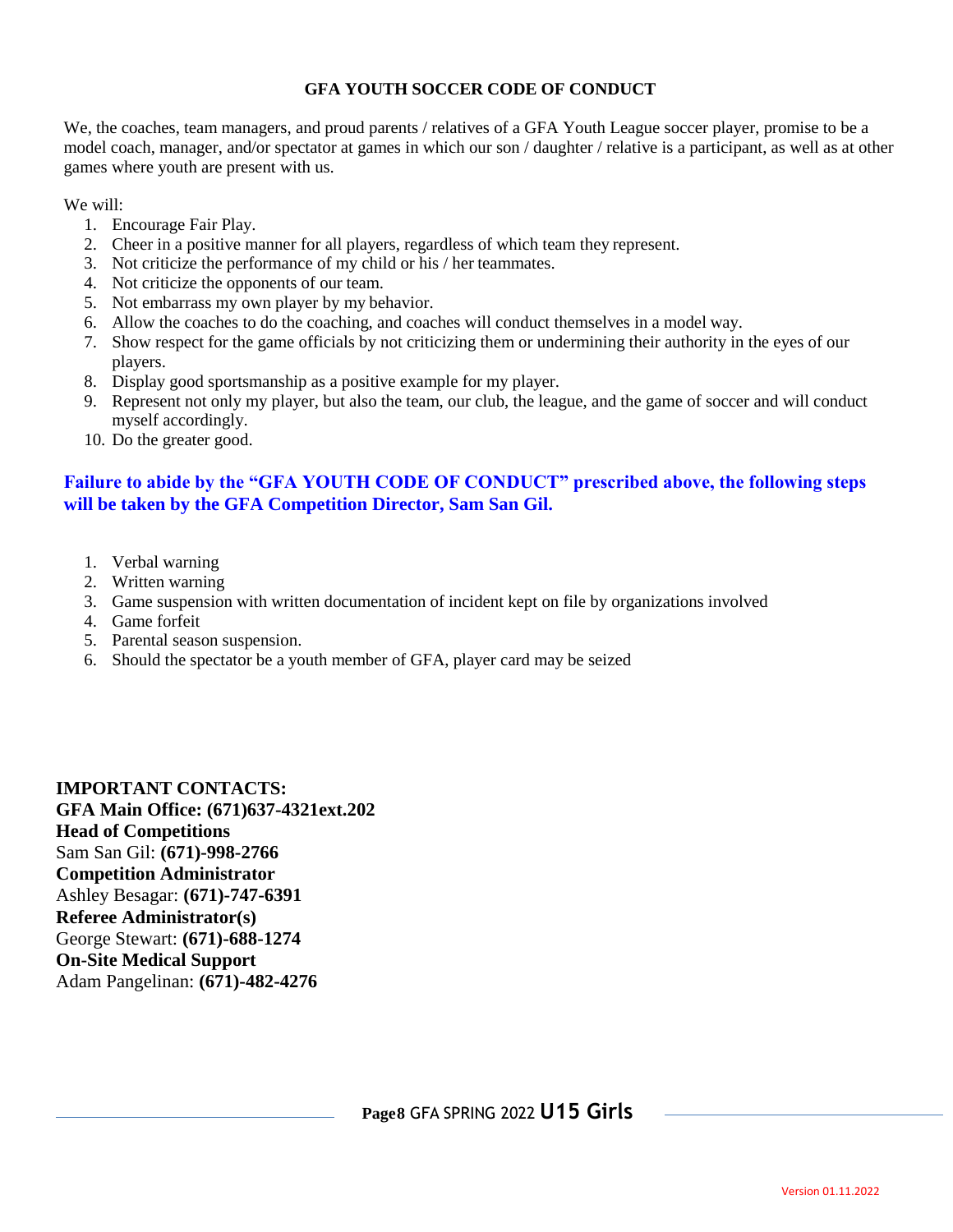## GFA YOUTH SOCCER CODE OF CONDUCT

We, the coaches, team managers, and proud parents / relatives of a GFA Youth League soccer player, promise to be a model coach, manager, and/or spectator at games in which our son / daughter / relative is a participant, as well as at other games where youth are present with us.

We will:

1. Encourage Fair Play.
2. Cheer in a positive manner for all players, regardless of which team they represent.
3. Not criticize the performance of my child or his / her teammates.
4. Not criticize the opponents of our team.
5. Not embarrass my own player by my behavior.
6. Allow the coaches to do the coaching, and coaches will conduct themselves in a model way.
7. Show respect for the game officials by not criticizing them or undermining their authority in the eyes of our players.
8. Display good sportsmanship as a positive example for my player.
9. Represent not only my player, but also the team, our club, the league, and the game of soccer and will conduct myself accordingly.
10. Do the greater good.

**Failure to abide by the "GFA YOUTH CODE OF CONDUCT" prescribed above, the following steps will be taken by the GFA Competition Director, Sam San Gil.**

1. Verbal warning
2. Written warning
3. Game suspension with written documentation of incident kept on file by organizations involved
4. Game forfeit
5. Parental season suspension.
6. Should the spectator be a youth member of GFA, player card may be seized

**IMPORTANT CONTACTS:**
**GFA Main Office: (671)637-4321ext.202**
**Head of Competitions**
Sam San Gil: **(671)-998-2766**
**Competition Administrator**
Ashley Besagar: **(671)-747-6391**
**Referee Administrator(s)**
George Stewart: **(671)-688-1274**
**On-Site Medical Support**
Adam Pangelinan: **(671)-482-4276**